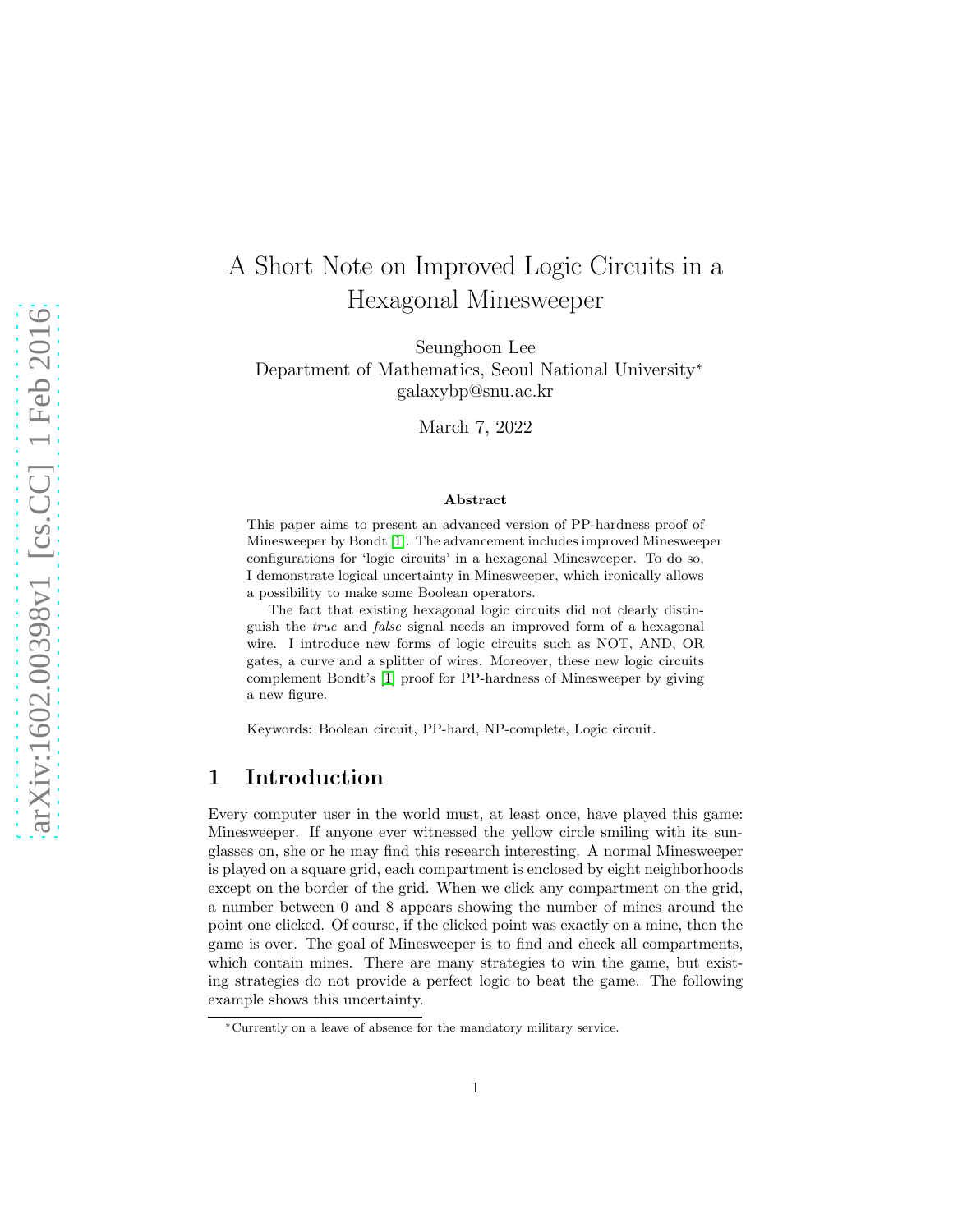# A Short Note on Improved Logic Circuits in a Hexagonal Minesweeper

Seunghoon Lee
Department of Mathematics, Seoul National University*
galaxybp@snu.ac.kr

March 7, 2022

### Abstract

This paper aims to present an advanced version of PP-hardness proof of Minesweeper by Bondt [1]. The advancement includes improved Minesweeper configurations for 'logic circuits' in a hexagonal Minesweeper. To do so, I demonstrate logical uncertainty in Minesweeper, which ironically allows a possibility to make some Boolean operators.

The fact that existing hexagonal logic circuits did not clearly distinguish the *true* and *false* signal needs an improved form of a hexagonal wire. I introduce new forms of logic circuits such as NOT, AND, OR gates, a curve and a splitter of wires. Moreover, these new logic circuits complement Bondt's [1] proof for PP-hardness of Minesweeper by giving a new figure.

Keywords: Boolean circuit, PP-hard, NP-complete, Logic circuit.

## 1 Introduction

Every computer user in the world must, at least once, have played this game: Minesweeper. If anyone ever witnessed the yellow circle smiling with its sunglasses on, she or he may find this research interesting. A normal Minesweeper is played on a square grid, each compartment is enclosed by eight neighborhoods except on the border of the grid. When we click any compartment on the grid, a number between 0 and 8 appears showing the number of mines around the point one clicked. Of course, if the clicked point was exactly on a mine, then the game is over. The goal of Minesweeper is to find and check all compartments, which contain mines. There are many strategies to win the game, but existing strategies do not provide a perfect logic to beat the game. The following example shows this uncertainty.

*Currently on a leave of absence for the mandatory military service.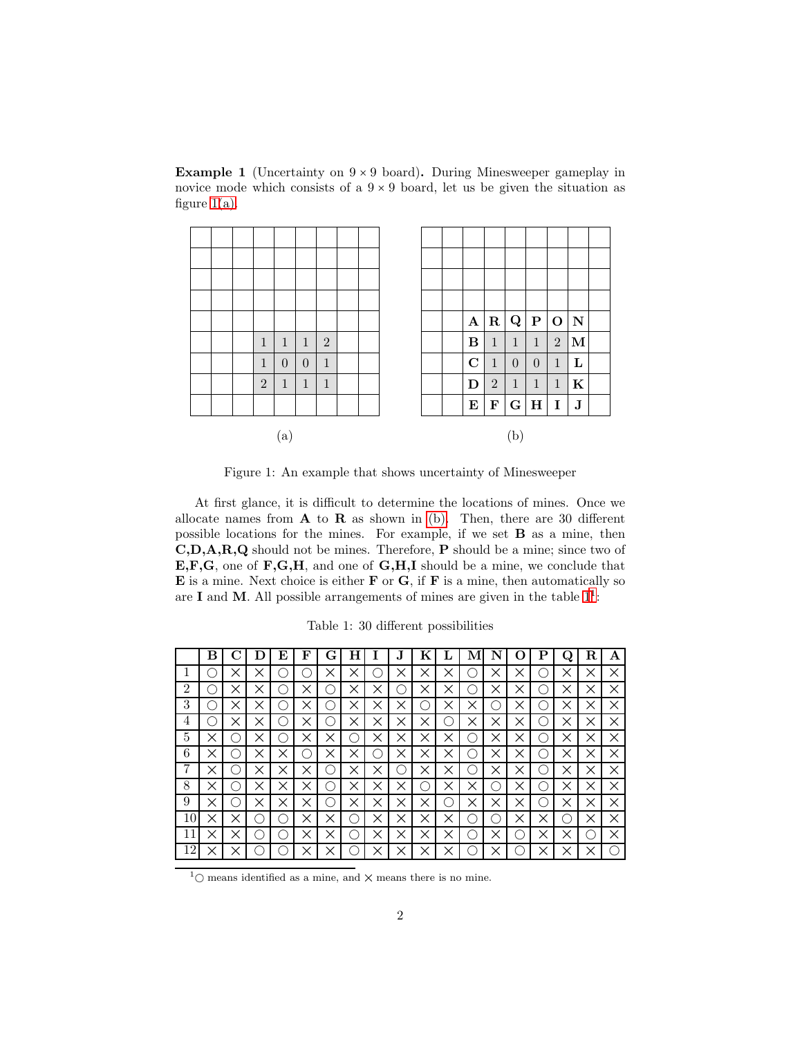**Example 1** (Uncertainty on $9 \times 9$ board)**.** During Minesweeper gameplay in novice mode which consists of a $9 \times 9$ board, let us be given the situation as figure 1(a).

(a)

| | | | | | | | | |
|---|---|---|---|---|---|---|---|---|
| | | | | | | | | |
| | | | | | | | | |
| | | | | | | | | |
| | | | | | | | | |
| | | | | | | | | |
| | | | 1 | 1 | 1 | 2 | | |
| | | | 1 | 0 | 0 | 1 | | |
| | | | 2 | 1 | 1 | 1 | | |
| | | | | | | | | |

(b)

| | | | | | | | | |
|---|---|---|---|---|---|---|---|---|
| | | | | | | | | |
| | | | | | | | | |
| | | | | | | | | |
| | | | | | | | | |
| | | **A** | **R** | **Q** | **P** | **O** | **N** | |
| | | **B** | 1 | 1 | 1 | 2 | **M** | |
| | | **C** | 1 | 0 | 0 | 1 | **L** | |
| | | **D** | 2 | 1 | 1 | 1 | **K** | |
| | | **E** | **F** | **G** | **H** | **I** | **J** | |

Figure 1: An example that shows uncertainty of Minesweeper

At first glance, it is difficult to determine the locations of mines. Once we allocate names from **A** to **R** as shown in (b). Then, there are 30 different possible locations for the mines. For example, if we set **B** as a mine, then **C,D,A,R,Q** should not be mines. Therefore, **P** should be a mine; since two of **E,F,G**, one of **F,G,H**, and one of **G,H,I** should be a mine, we conclude that **E** is a mine. Next choice is either **F** or **G**, if **F** is a mine, then automatically so are **I** and **M**. All possible arrangements of mines are given in the table 1[1]:

Table 1: 30 different possibilities

| | **B** | **C** | **D** | **E** | **F** | **G** | **H** | **I** | **J** | **K** | **L** | **M** | **N** | **O** | **P** | **Q** | **R** | **A** |
|---|---|---|---|---|---|---|---|---|---|---|---|---|---|---|---|---|---|---|
| 1 | ○ | × | × | ○ | ○ | × | × | ○ | × | × | × | ○ | × | × | ○ | × | × | × |
| 2 | ○ | × | × | ○ | × | ○ | × | × | ○ | × | × | ○ | × | × | ○ | × | × | × |
| 3 | ○ | × | × | ○ | × | ○ | × | × | × | ○ | × | × | ○ | × | ○ | × | × | × |
| 4 | ○ | × | × | ○ | × | ○ | × | × | × | × | ○ | × | × | × | ○ | × | × | × |
| 5 | × | ○ | × | ○ | × | × | ○ | × | × | × | × | ○ | × | × | ○ | × | × | × |
| 6 | × | ○ | × | × | ○ | × | × | ○ | × | × | × | ○ | × | × | ○ | × | × | × |
| 7 | × | ○ | × | × | × | ○ | × | × | ○ | × | × | ○ | × | × | ○ | × | × | × |
| 8 | × | ○ | × | × | × | ○ | × | × | × | ○ | × | × | ○ | × | ○ | × | × | × |
| 9 | × | ○ | × | × | × | ○ | × | × | × | × | ○ | × | × | × | ○ | × | × | × |
| 10 | × | × | ○ | ○ | × | × | ○ | × | × | × | × | ○ | ○ | × | × | ○ | × | × |
| 11 | × | × | ○ | ○ | × | × | ○ | × | × | × | × | × | × | ○ | × | × | ○ | × |
| 12 | × | × | ○ | ○ | × | × | ○ | × | × | × | × | ○ | × | ○ | × | × | × | ○ |

[1]○ means identified as a mine, and × means there is no mine.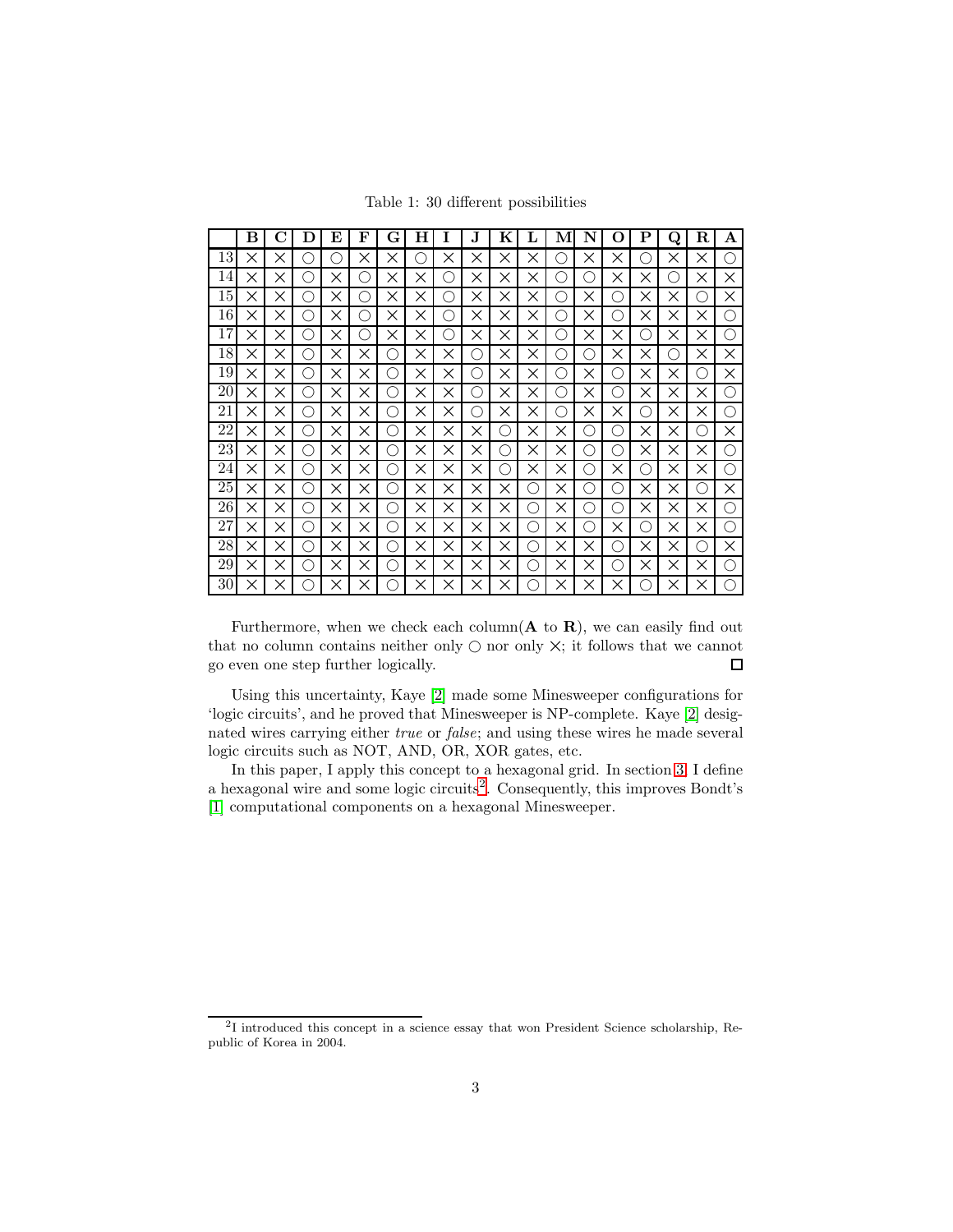Table 1: 30 different possibilities

| | **B** | **C** | **D** | **E** | **F** | **G** | **H** | **I** | **J** | **K** | **L** | **M** | **N** | **O** | **P** | **Q** | **R** | **A** |
|---|---|---|---|---|---|---|---|---|---|---|---|---|---|---|---|---|---|---|
| 13 | × | × | ○ | ○ | × | × | ○ | × | × | × | × | ○ | × | × | ○ | × | × | ○ |
| 14 | × | × | ○ | × | ○ | × | × | ○ | × | × | × | ○ | ○ | × | × | ○ | × | × |
| 15 | × | × | ○ | × | ○ | × | × | ○ | × | × | × | ○ | × | ○ | × | × | ○ | × |
| 16 | × | × | ○ | × | ○ | × | × | ○ | × | × | × | ○ | × | ○ | × | × | × | ○ |
| 17 | × | × | ○ | × | ○ | × | × | ○ | × | × | × | ○ | × | × | ○ | × | × | ○ |
| 18 | × | × | ○ | × | × | ○ | × | × | ○ | × | × | ○ | ○ | × | × | ○ | × | × |
| 19 | × | × | ○ | × | × | ○ | × | × | ○ | × | × | ○ | × | ○ | × | × | ○ | × |
| 20 | × | × | ○ | × | × | ○ | × | × | ○ | × | × | ○ | × | ○ | × | × | × | ○ |
| 21 | × | × | ○ | × | × | ○ | × | × | ○ | × | × | ○ | × | × | ○ | × | × | ○ |
| 22 | × | × | ○ | × | × | ○ | × | × | × | ○ | × | × | ○ | ○ | × | × | ○ | × |
| 23 | × | × | ○ | × | × | ○ | × | × | × | ○ | × | × | ○ | ○ | × | × | × | ○ |
| 24 | × | × | ○ | × | × | ○ | × | × | × | ○ | × | × | ○ | × | ○ | × | × | ○ |
| 25 | × | × | ○ | × | × | ○ | × | × | × | × | ○ | × | ○ | ○ | × | × | ○ | × |
| 26 | × | × | ○ | × | × | ○ | × | × | × | × | ○ | × | ○ | ○ | × | × | × | ○ |
| 27 | × | × | ○ | × | × | ○ | × | × | × | × | ○ | × | ○ | × | ○ | × | × | ○ |
| 28 | × | × | ○ | × | × | ○ | × | × | × | × | ○ | × | × | ○ | × | × | ○ | × |
| 29 | × | × | ○ | × | × | ○ | × | × | × | × | ○ | × | × | ○ | × | × | × | ○ |
| 30 | × | × | ○ | × | × | ○ | × | × | × | × | ○ | × | × | × | ○ | × | × | ○ |

Furthermore, when we check each column(**A** to **R**), we can easily find out that no column contains neither only ○ nor only ×; it follows that we cannot go even one step further logically. □

Using this uncertainty, Kaye [2] made some Minesweeper configurations for 'logic circuits', and he proved that Minesweeper is NP-complete. Kaye [2] designated wires carrying either *true* or *false*; and using these wires he made several logic circuits such as NOT, AND, OR, XOR gates, etc.

In this paper, I apply this concept to a hexagonal grid. In section 3, I define a hexagonal wire and some logic circuits[2]. Consequently, this improves Bondt's [1] computational components on a hexagonal Minesweeper.

[2] I introduced this concept in a science essay that won President Science scholarship, Republic of Korea in 2004.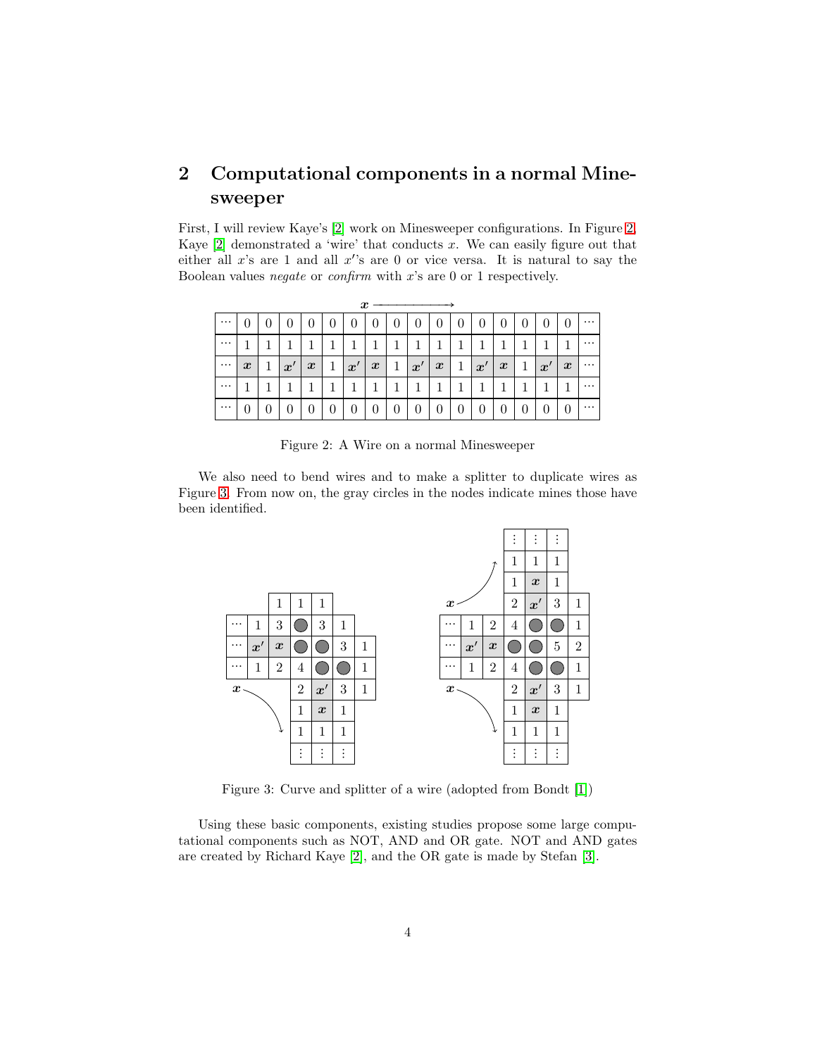## 2 Computational components in a normal Minesweeper

First, I will review Kaye's [2] work on Minesweeper configurations. In Figure 2, Kaye [2] demonstrated a 'wire' that conducts $x$. We can easily figure out that either all $x$'s are 1 and all $x'$'s are 0 or vice versa. It is natural to say the Boolean values *negate* or *confirm* with $x$'s are 0 or 1 respectively.

$x \longrightarrow$

| ⋯ | 0 | 0 | 0 | 0 | 0 | 0 | 0 | 0 | 0 | 0 | 0 | 0 | 0 | 0 | 0 | 0 | ⋯ |
|---|---|---|---|---|---|---|---|---|---|---|---|---|---|---|---|---|---|
| ⋯ | 1 | 1 | 1 | 1 | 1 | 1 | 1 | 1 | 1 | 1 | 1 | 1 | 1 | 1 | 1 | 1 | ⋯ |
| ⋯ | $x$ | 1 | $x'$ | $x$ | 1 | $x'$ | $x$ | 1 | $x'$ | $x$ | 1 | $x'$ | $x$ | 1 | $x'$ | $x$ | ⋯ |
| ⋯ | 1 | 1 | 1 | 1 | 1 | 1 | 1 | 1 | 1 | 1 | 1 | 1 | 1 | 1 | 1 | 1 | ⋯ |
| ⋯ | 0 | 0 | 0 | 0 | 0 | 0 | 0 | 0 | 0 | 0 | 0 | 0 | 0 | 0 | 0 | 0 | ⋯ |

Figure 2: A Wire on a normal Minesweeper

We also need to bend wires and to make a splitter to duplicate wires as Figure 3. From now on, the gray circles in the nodes indicate mines those have been identified.

Figure 3: Curve and splitter of a wire (adopted from Bondt [1])

Using these basic components, existing studies propose some large computational components such as NOT, AND and OR gate. NOT and AND gates are created by Richard Kaye [2], and the OR gate is made by Stefan [3].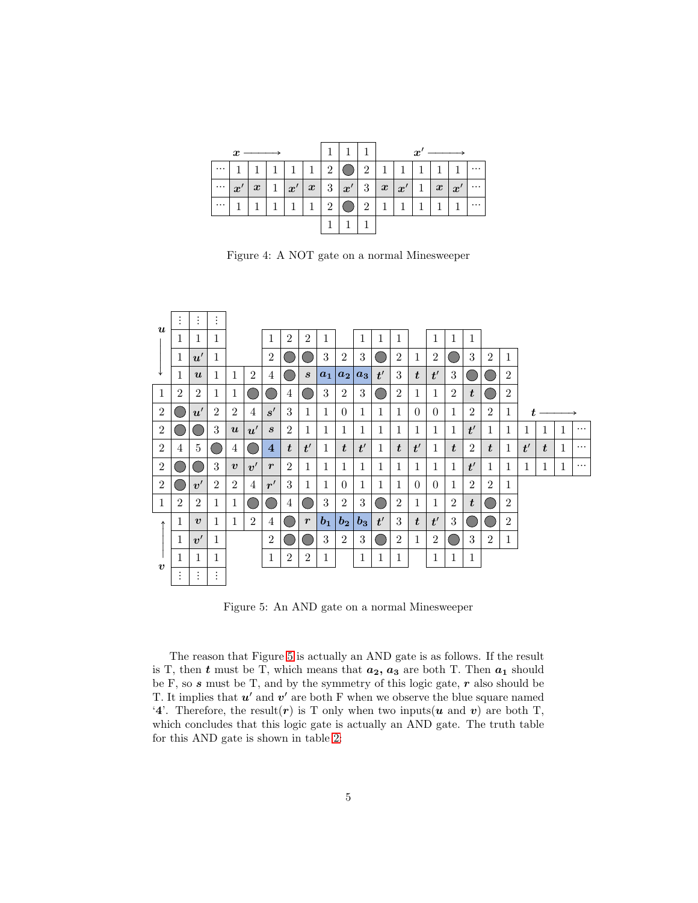| | | | | | | | 1 | 1 | 1 | | | | | | |
|---|---|---|---|---|---|---|---|---|---|---|---|---|---|---|---|
| ⋯ | 1 | 1 | 1 | 1 | 1 | 2 | ● | 2 | 1 | 1 | 1 | 1 | 1 | ⋯ |
| ⋯ | $x'$ | $x$ | 1 | $x'$ | $x$ | 3 | $x'$ | 3 | $x$ | $x'$ | 1 | $x$ | $x'$ | ⋯ |
| ⋯ | 1 | 1 | 1 | 1 | 1 | 2 | ● | 2 | 1 | 1 | 1 | 1 | 1 | ⋯ |
| | | | | | | 1 | 1 | 1 | | | | | | |

Figure 4: A NOT gate on a normal Minesweeper

| | ⋮ | ⋮ | ⋮ | | | | | | | | | | | | | | | | | | | | |
|---|---|---|---|---|---|---|---|---|---|---|---|---|---|---|---|---|---|---|---|---|---|---|---|
| | 1 | 1 | 1 | | | 1 | 2 | 2 | 1 | | 1 | 1 | 1 | | 1 | 1 | 1 | | | | | | |
| | 1 | $u'$ | 1 | | | 2 | ● | ● | 3 | 2 | 3 | ● | 2 | 1 | 2 | ● | 3 | 2 | 1 | | | | |
| | 1 | $u$ | 1 | 1 | 2 | 4 | ● | $s$ | $a_1$ | $a_2$ | $a_3$ | $t'$ | 3 | $t$ | $t'$ | 3 | ● | ● | 2 | | | | |
| 1 | 2 | 2 | 1 | 1 | ● | ● | 4 | ● | 3 | 2 | 3 | ● | 2 | 1 | 1 | 2 | $t$ | ● | 2 | | | | |
| 2 | ● | $u'$ | 2 | 2 | 4 | $s'$ | 3 | 1 | 1 | 0 | 1 | 1 | 1 | 0 | 0 | 1 | 2 | 2 | 1 | | | | |
| 2 | ● | ● | 3 | $u$ | $u'$ | $s$ | 2 | 1 | 1 | 1 | 1 | 1 | 1 | 1 | 1 | 1 | $t'$ | 1 | 1 | 1 | 1 | 1 | ⋯ |
| 2 | 4 | 5 | ● | 4 | ● | 4 | $t$ | $t'$ | 1 | $t$ | $t'$ | 1 | $t$ | $t'$ | 1 | $t$ | 2 | $t$ | 1 | $t'$ | $t$ | 1 | ⋯ |
| 2 | ● | ● | 3 | $v$ | $v'$ | $r$ | 2 | 1 | 1 | 1 | 1 | 1 | 1 | 1 | 1 | 1 | $t'$ | 1 | 1 | 1 | 1 | 1 | ⋯ |
| 2 | ● | $v'$ | 2 | 2 | 4 | $r'$ | 3 | 1 | 1 | 0 | 1 | 1 | 1 | 0 | 0 | 1 | 2 | 2 | 1 | | | | |
| 1 | 2 | 2 | 1 | 1 | ● | ● | 4 | ● | 3 | 2 | 3 | ● | 2 | 1 | 1 | 2 | $t$ | ● | 2 | | | | |
| | 1 | $v$ | 1 | 1 | 2 | 4 | ● | $r$ | $b_1$ | $b_2$ | $b_3$ | $t'$ | 3 | $t$ | $t'$ | 3 | ● | ● | 2 | | | | |
| | 1 | $v'$ | 1 | | | 2 | ● | ● | 3 | 2 | 3 | ● | 2 | 1 | 2 | ● | 3 | 2 | 1 | | | | |
| | 1 | 1 | 1 | | | 1 | 2 | 2 | 1 | | 1 | 1 | 1 | | 1 | 1 | 1 | | | | | | |
| | ⋮ | ⋮ | ⋮ | | | | | | | | | | | | | | | | | | | | |

Figure 5: An AND gate on a normal Minesweeper

The reason that Figure 5 is actually an AND gate is as follows. If the result is T, then $t$ must be T, which means that $a_2, a_3$ are both T. Then $a_1$ should be F, so $s$ must be T, and by the symmetry of this logic gate, $r$ also should be T. It implies that $u'$ and $v'$ are both F when we observe the blue square named '4'. Therefore, the result($r$) is T only when two inputs($u$ and $v$) are both T, which concludes that this logic gate is actually an AND gate. The truth table for this AND gate is shown in table 2: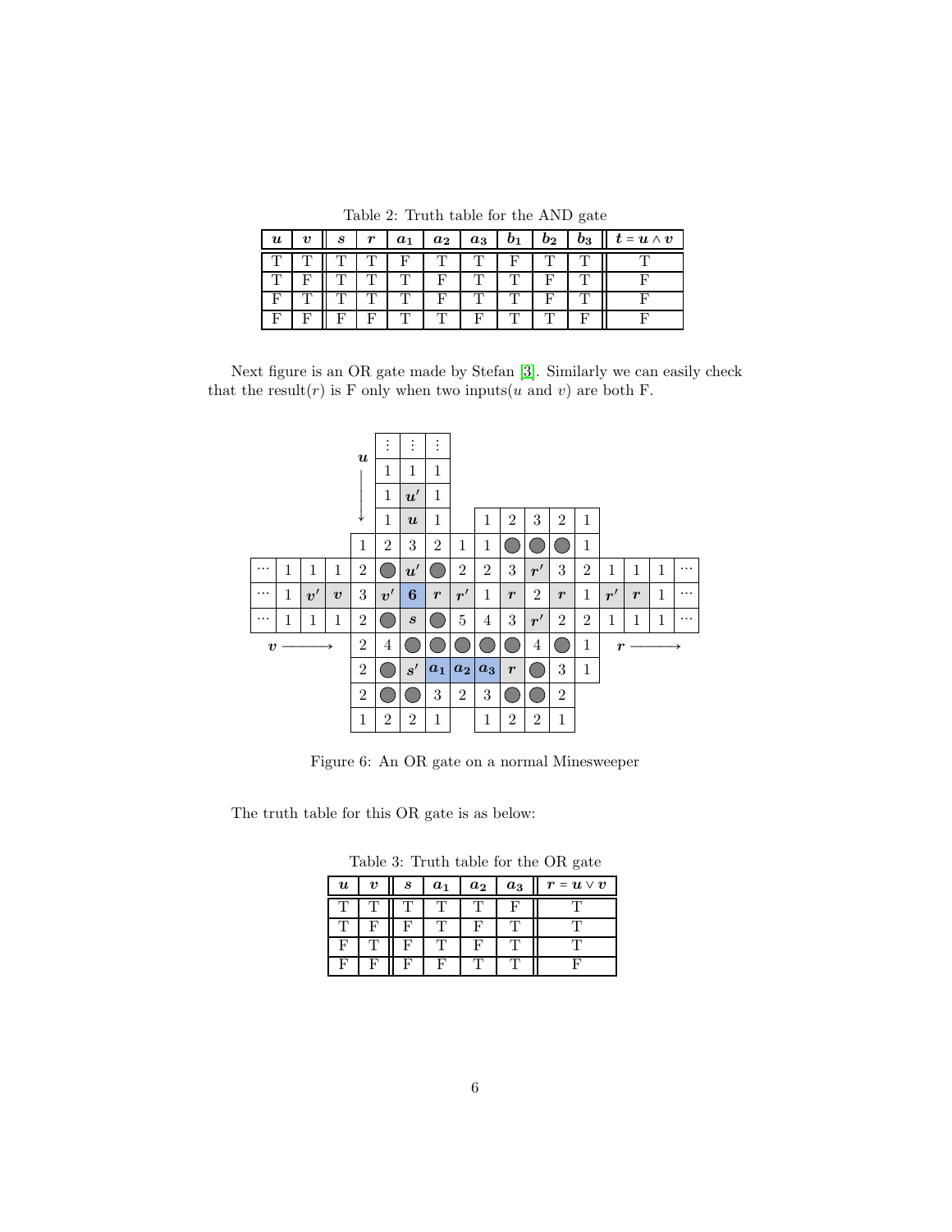Table 2: Truth table for the AND gate

| $u$ | $v$ | $s$ | $r$ | $a_1$ | $a_2$ | $a_3$ | $b_1$ | $b_2$ | $b_3$ | $t = u \wedge v$ |
|---|---|---|---|---|---|---|---|---|---|---|
| T | T | T | T | F | T | T | F | T | T | T |
| T | F | T | T | T | F | T | T | F | T | F |
| F | T | T | T | T | F | T | T | F | T | F |
| F | F | F | F | T | T | F | T | T | F | F |

Next figure is an OR gate made by Stefan [3]. Similarly we can easily check that the result($r$) is F only when two inputs($u$ and $v$) are both F.

Figure 6: An OR gate on a normal Minesweeper

The truth table for this OR gate is as below:

Table 3: Truth table for the OR gate

| $u$ | $v$ | $s$ | $a_1$ | $a_2$ | $a_3$ | $r = u \vee v$ |
|---|---|---|---|---|---|---|
| T | T | T | T | T | F | T |
| T | F | F | T | F | T | T |
| F | T | F | T | F | T | T |
| F | F | F | F | T | T | F |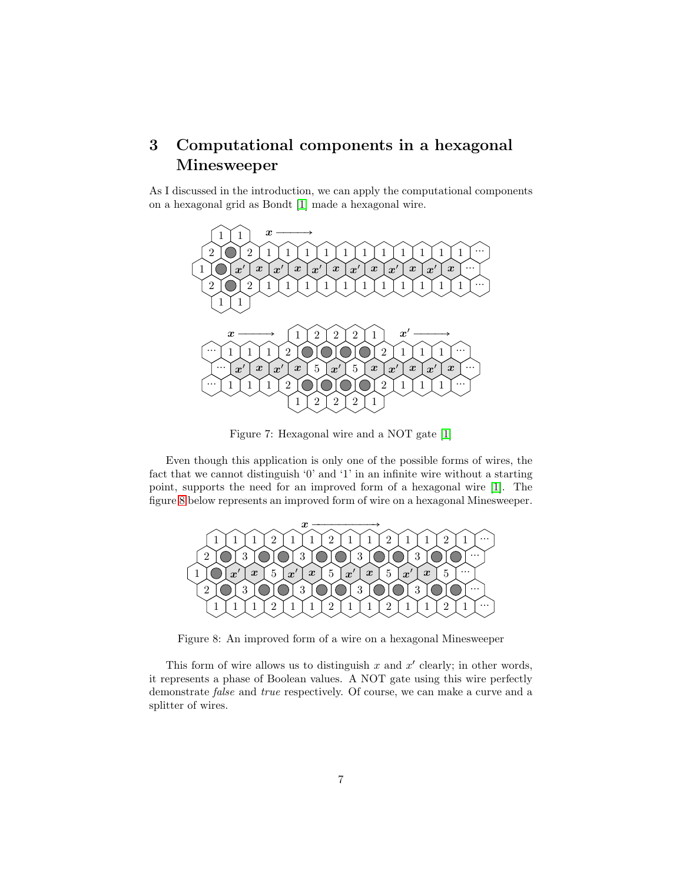# 3 Computational components in a hexagonal Minesweeper

As I discussed in the introduction, we can apply the computational components on a hexagonal grid as Bondt [1] made a hexagonal wire.

Figure 7: Hexagonal wire and a NOT gate [1]

Even though this application is only one of the possible forms of wires, the fact that we cannot distinguish '0' and '1' in an infinite wire without a starting point, supports the need for an improved form of a hexagonal wire [1]. The figure 8 below represents an improved form of wire on a hexagonal Minesweeper.

Figure 8: An improved form of a wire on a hexagonal Minesweeper

This form of wire allows us to distinguish $x$ and $x'$ clearly; in other words, it represents a phase of Boolean values. A NOT gate using this wire perfectly demonstrate *false* and *true* respectively. Of course, we can make a curve and a splitter of wires.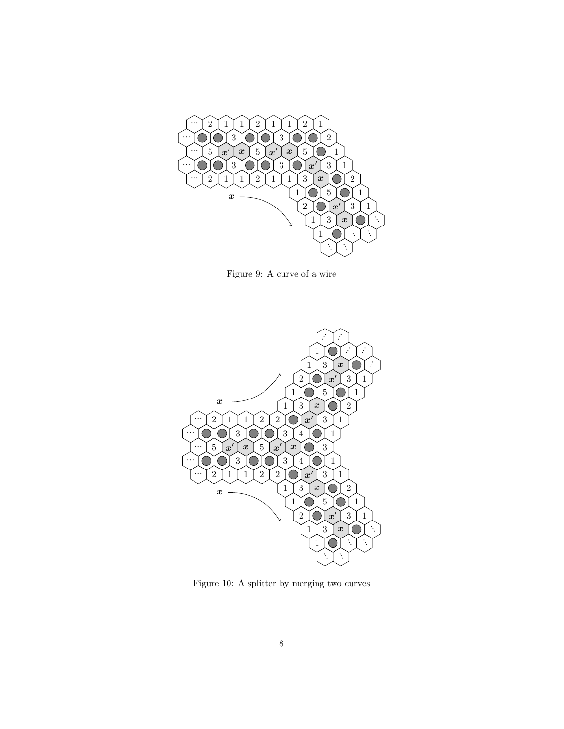Figure 9: A curve of a wire

Figure 10: A splitter by merging two curves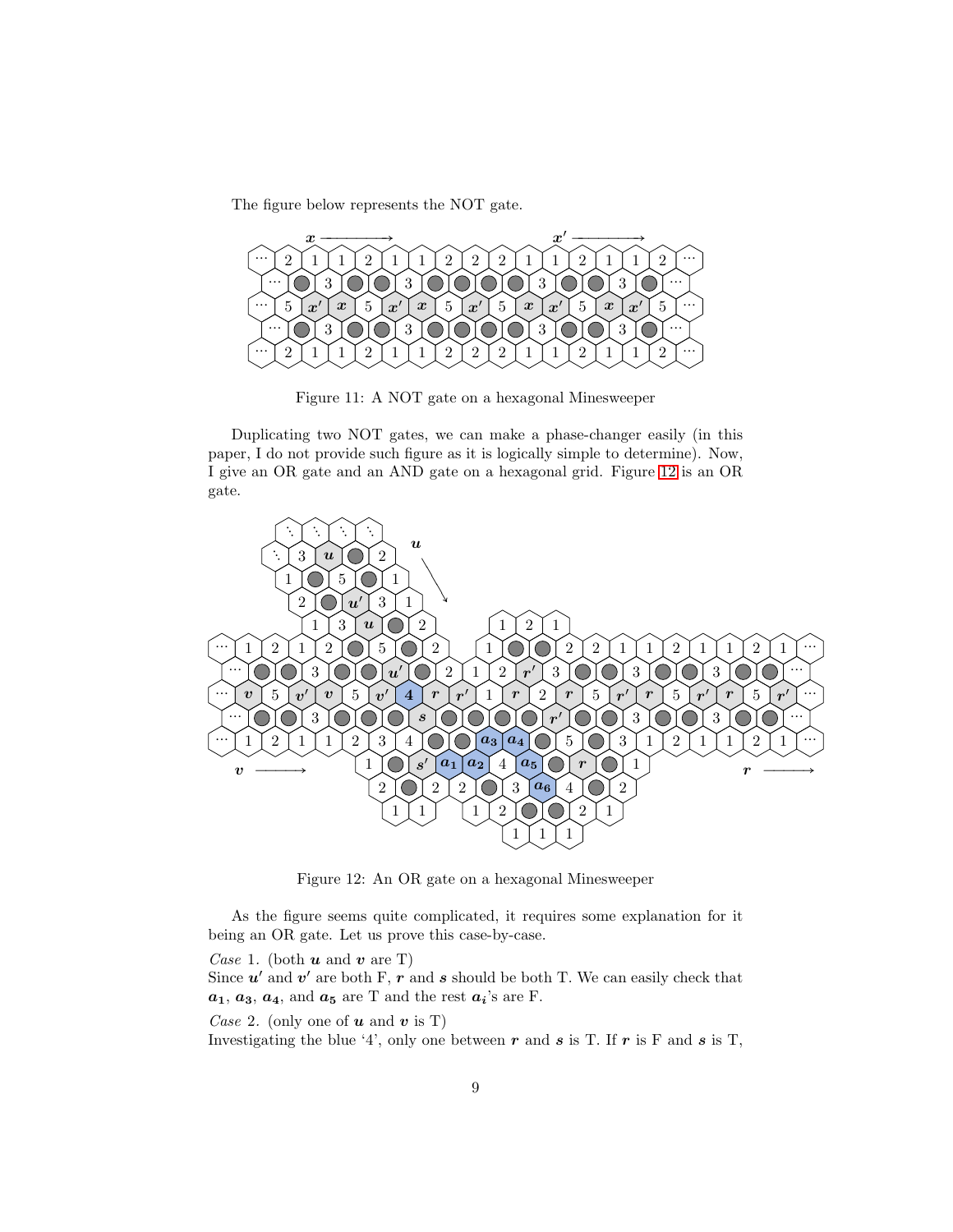The figure below represents the NOT gate.

Figure 11: A NOT gate on a hexagonal Minesweeper

Duplicating two NOT gates, we can make a phase-changer easily (in this paper, I do not provide such figure as it is logically simple to determine). Now, I give an OR gate and an AND gate on a hexagonal grid. Figure 12 is an OR gate.

Figure 12: An OR gate on a hexagonal Minesweeper

As the figure seems quite complicated, it requires some explanation for it being an OR gate. Let us prove this case-by-case.

*Case* 1. (both $\boldsymbol{u}$ and $\boldsymbol{v}$ are T)
Since $\boldsymbol{u'}$ and $\boldsymbol{v'}$ are both F, $\boldsymbol{r}$ and $\boldsymbol{s}$ should be both T. We can easily check that $\boldsymbol{a_1}$, $\boldsymbol{a_3}$, $\boldsymbol{a_4}$, and $\boldsymbol{a_5}$ are T and the rest $\boldsymbol{a_i}$'s are F.

*Case* 2. (only one of $\boldsymbol{u}$ and $\boldsymbol{v}$ is T)
Investigating the blue '4', only one between $\boldsymbol{r}$ and $\boldsymbol{s}$ is T. If $\boldsymbol{r}$ is F and $\boldsymbol{s}$ is T,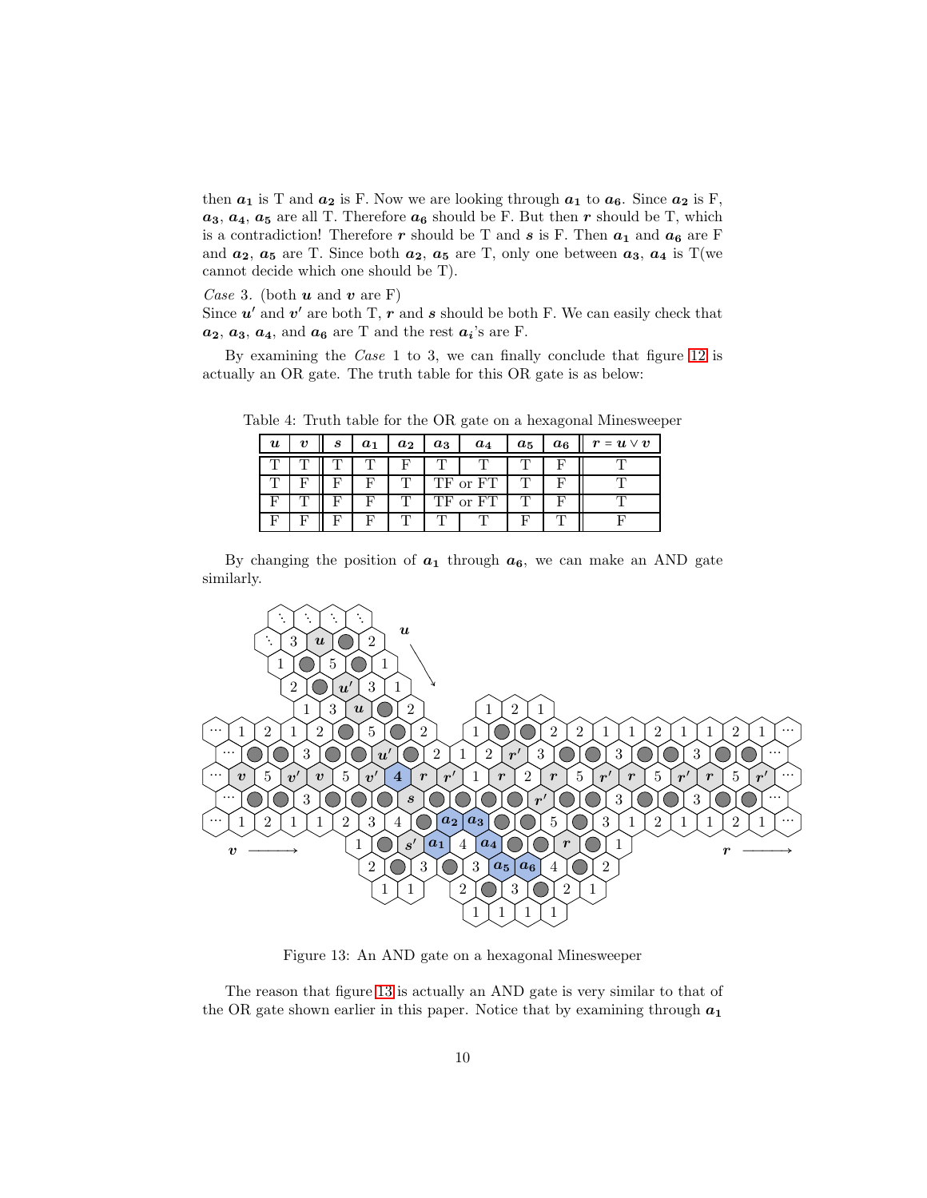then $\boldsymbol{a_1}$ is T and $\boldsymbol{a_2}$ is F. Now we are looking through $\boldsymbol{a_1}$ to $\boldsymbol{a_6}$. Since $\boldsymbol{a_2}$ is F, $\boldsymbol{a_3}$, $\boldsymbol{a_4}$, $\boldsymbol{a_5}$ are all T. Therefore $\boldsymbol{a_6}$ should be F. But then $\boldsymbol{r}$ should be T, which is a contradiction! Therefore $\boldsymbol{r}$ should be T and $\boldsymbol{s}$ is F. Then $\boldsymbol{a_1}$ and $\boldsymbol{a_6}$ are F and $\boldsymbol{a_2}$, $\boldsymbol{a_5}$ are T. Since both $\boldsymbol{a_2}$, $\boldsymbol{a_5}$ are T, only one between $\boldsymbol{a_3}$, $\boldsymbol{a_4}$ is T(we cannot decide which one should be T).

*Case* 3. (both $\boldsymbol{u}$ and $\boldsymbol{v}$ are F)
Since $\boldsymbol{u'}$ and $\boldsymbol{v'}$ are both T, $\boldsymbol{r}$ and $\boldsymbol{s}$ should be both F. We can easily check that $\boldsymbol{a_2}$, $\boldsymbol{a_3}$, $\boldsymbol{a_4}$, and $\boldsymbol{a_6}$ are T and the rest $\boldsymbol{a_i}$'s are F.

By examining the *Case* 1 to 3, we can finally conclude that figure 12 is actually an OR gate. The truth table for this OR gate is as below:

Table 4: Truth table for the OR gate on a hexagonal Minesweeper

| $\boldsymbol{u}$ | $\boldsymbol{v}$ | $\boldsymbol{s}$ | $\boldsymbol{a_1}$ | $\boldsymbol{a_2}$ | $\boldsymbol{a_3}$ | $\boldsymbol{a_4}$ | $\boldsymbol{a_5}$ | $\boldsymbol{a_6}$ | $\boldsymbol{r = u \vee v}$ |
|---|---|---|---|---|---|---|---|---|---|
| T | T | T | T | F | T | T | T | F | T |
| T | F | F | F | T | TF or FT | | T | F | T |
| F | T | F | F | T | TF or FT | | T | F | T |
| F | F | F | F | T | T | T | F | T | F |

By changing the position of $\boldsymbol{a_1}$ through $\boldsymbol{a_6}$, we can make an AND gate similarly.

Figure 13: An AND gate on a hexagonal Minesweeper

The reason that figure 13 is actually an AND gate is very similar to that of the OR gate shown earlier in this paper. Notice that by examining through $\boldsymbol{a_1}$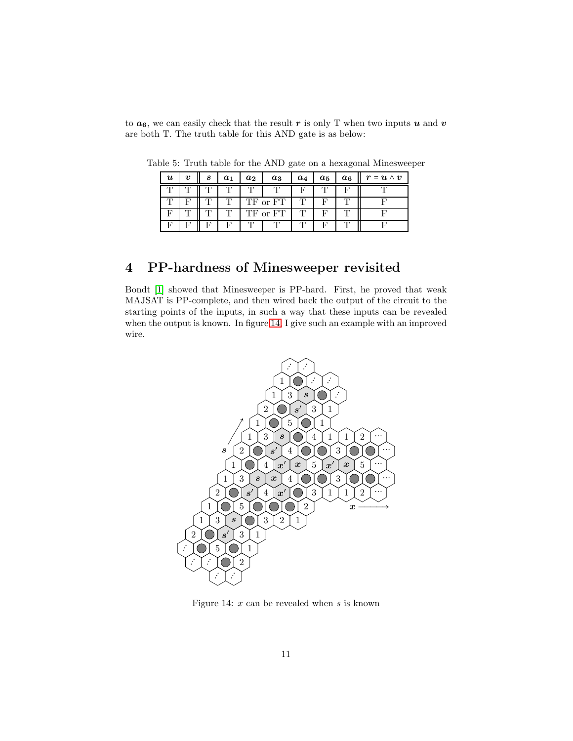to $\boldsymbol{a_6}$, we can easily check that the result $\boldsymbol{r}$ is only T when two inputs $\boldsymbol{u}$ and $\boldsymbol{v}$ are both T. The truth table for this AND gate is as below:

Table 5: Truth table for the AND gate on a hexagonal Minesweeper

| $\boldsymbol{u}$ | $\boldsymbol{v}$ | $\boldsymbol{s}$ | $\boldsymbol{a_1}$ | $\boldsymbol{a_2}$ | $\boldsymbol{a_3}$ | $\boldsymbol{a_4}$ | $\boldsymbol{a_5}$ | $\boldsymbol{a_6}$ | $\boldsymbol{r = u \wedge v}$ |
|---|---|---|---|---|---|---|---|---|---|
| T | T | T | T | T | T | F | T | F | T |
| T | F | T | T | TF or FT | | T | F | T | F |
| F | T | T | T | TF or FT | | T | F | T | F |
| F | F | F | F | T | T | T | F | T | F |

## 4 PP-hardness of Minesweeper revisited

Bondt [1] showed that Minesweeper is PP-hard. First, he proved that weak MAJSAT is PP-complete, and then wired back the output of the circuit to the starting points of the inputs, in such a way that these inputs can be revealed when the output is known. In figure 14, I give such an example with an improved wire.

Figure 14: $x$ can be revealed when $s$ is known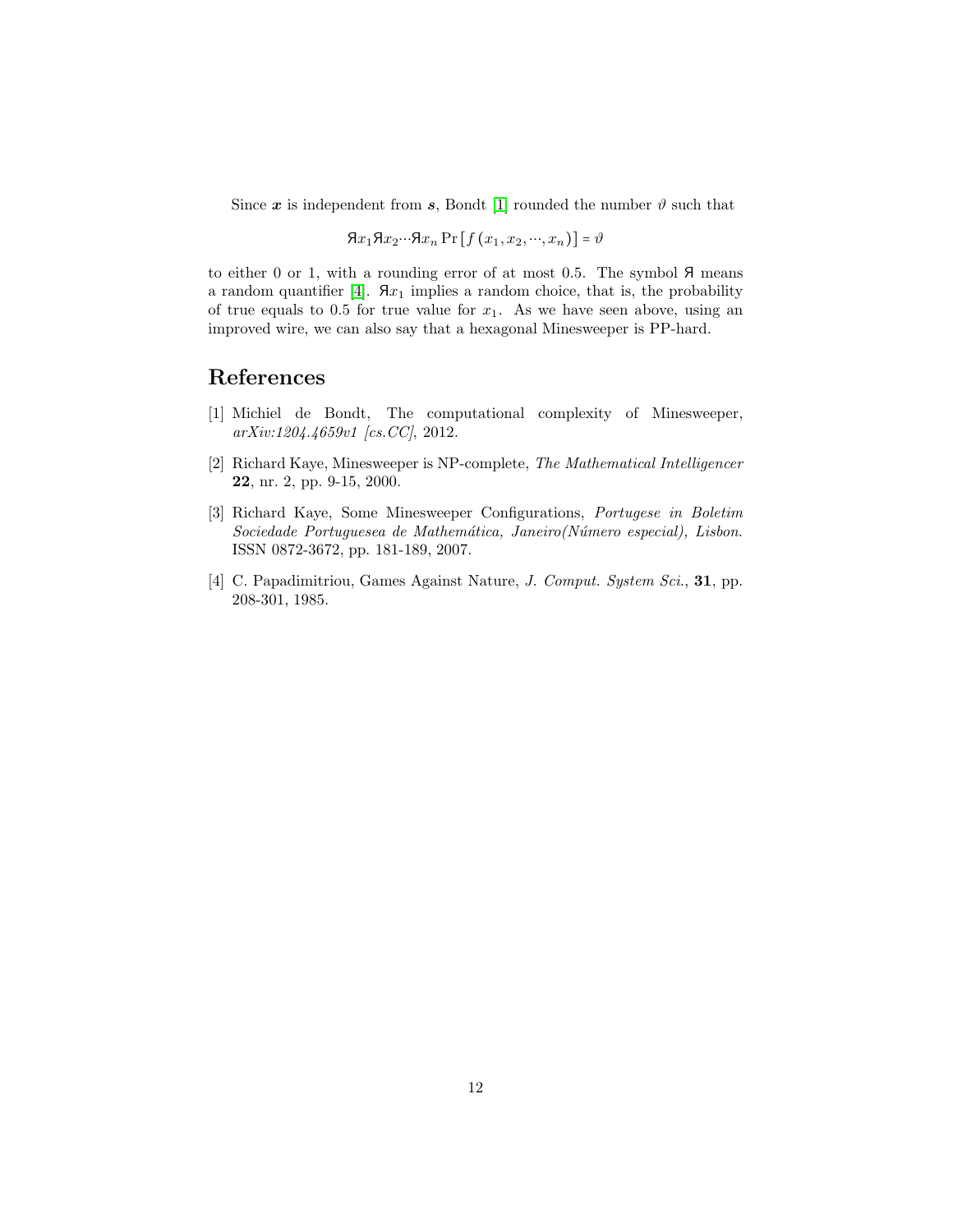Since $\boldsymbol{x}$ is independent from $\boldsymbol{s}$, Bondt [1] rounded the number $\vartheta$ such that

$$Я x_1 Я x_2 \cdots Я x_n \Pr\left[f\left(x_1, x_2, \cdots, x_n\right)\right] = \vartheta$$

to either 0 or 1, with a rounding error of at most 0.5. The symbol Я means a random quantifier [4]. $Я x_1$ implies a random choice, that is, the probability of true equals to 0.5 for true value for $x_1$. As we have seen above, using an improved wire, we can also say that a hexagonal Minesweeper is PP-hard.

## References

[1] Michiel de Bondt, The computational complexity of Minesweeper, *arXiv:1204.4659v1 [cs.CC]*, 2012.

[2] Richard Kaye, Minesweeper is NP-complete, *The Mathematical Intelligencer* **22**, nr. 2, pp. 9-15, 2000.

[3] Richard Kaye, Some Minesweeper Configurations, *Portugese in Boletim Sociedade Portuguesea de Mathemática, Janeiro(Número especial), Lisbon*. ISSN 0872-3672, pp. 181-189, 2007.

[4] C. Papadimitriou, Games Against Nature, *J. Comput. System Sci.*, **31**, pp. 208-301, 1985.